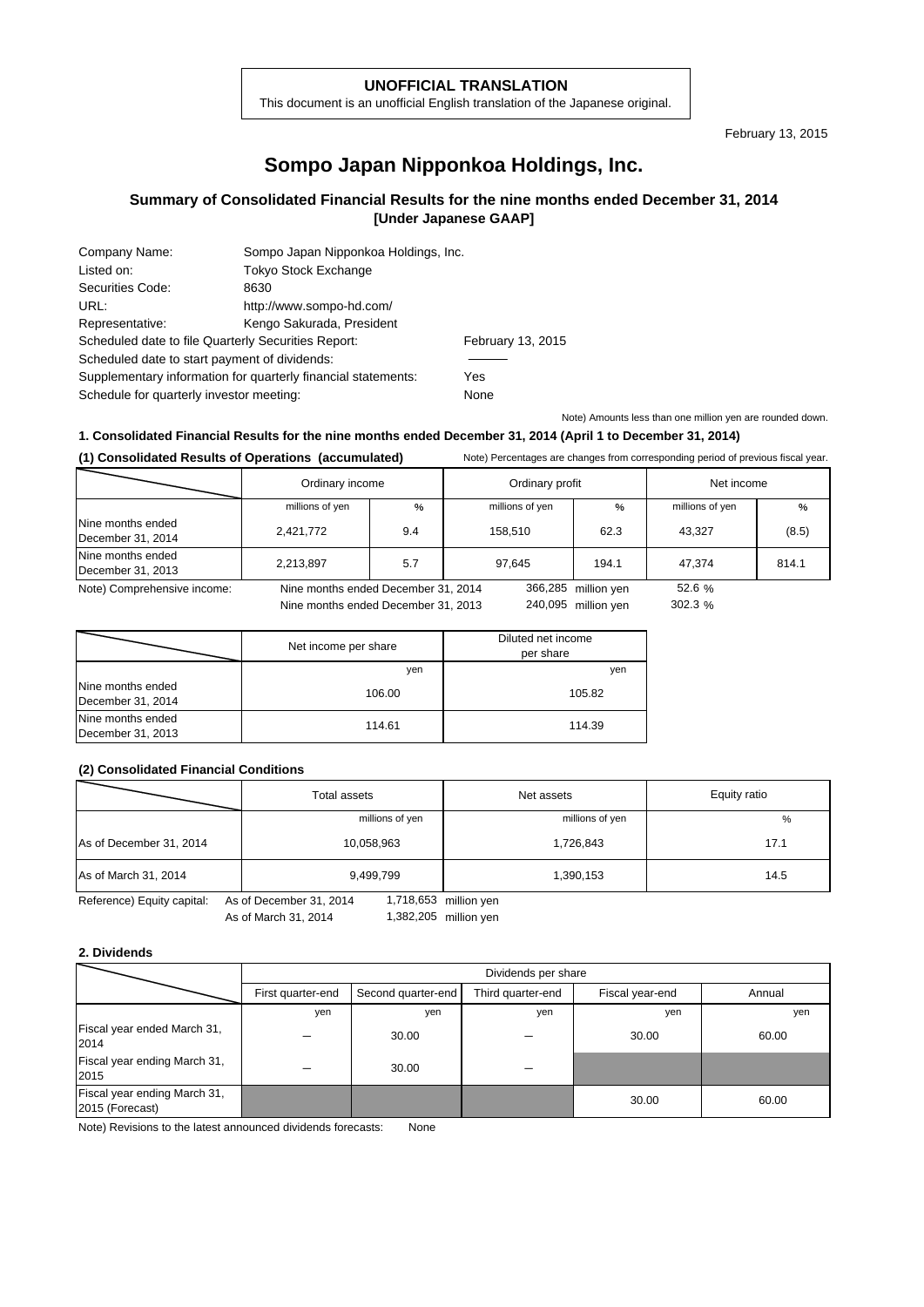**UNOFFICIAL TRANSLATION**
This document is an unofficial English translation of the Japanese original.

February 13, 2015

# Sompo Japan Nipponkoa Holdings, Inc.

## Summary of Consolidated Financial Results for the nine months ended December 31, 2014 [Under Japanese GAAP]

| | | |
|---|---|---|
| Company Name: | Sompo Japan Nipponkoa Holdings, Inc. | |
| Listed on: | Tokyo Stock Exchange | |
| Securities Code: | 8630 | |
| URL: | http://www.sompo-hd.com/ | |
| Representative: | Kengo Sakurada, President | |
| Scheduled date to file Quarterly Securities Report: | | February 13, 2015 |
| Scheduled date to start payment of dividends: | | ――― |
| Supplementary information for quarterly financial statements: | | Yes |
| Schedule for quarterly investor meeting: | | None |

Note) Amounts less than one million yen are rounded down.

### 1. Consolidated Financial Results for the nine months ended December 31, 2014 (April 1 to December 31, 2014)

**(1) Consolidated Results of Operations (accumulated)**

Note) Percentages are changes from corresponding period of previous fiscal year.

| | Ordinary income | | Ordinary profit | | Net income | |
|---|---|---|---|---|---|---|
| | millions of yen | % | millions of yen | % | millions of yen | % |
| Nine months ended December 31, 2014 | 2,421,772 | 9.4 | 158,510 | 62.3 | 43,327 | (8.5) |
| Nine months ended December 31, 2013 | 2,213,897 | 5.7 | 97,645 | 194.1 | 47,374 | 814.1 |

Note) Comprehensive income: Nine months ended December 31, 2014 366,285 million yen 52.6 %
Nine months ended December 31, 2013 240,095 million yen 302.3 %

| | Net income per share | Diluted net income per share |
|---|---|---|
| | yen | yen |
| Nine months ended December 31, 2014 | 106.00 | 105.82 |
| Nine months ended December 31, 2013 | 114.61 | 114.39 |

**(2) Consolidated Financial Conditions**

| | Total assets | Net assets | Equity ratio |
|---|---|---|---|
| | millions of yen | millions of yen | % |
| As of December 31, 2014 | 10,058,963 | 1,726,843 | 17.1 |
| As of March 31, 2014 | 9,499,799 | 1,390,153 | 14.5 |

Reference) Equity capital: As of December 31, 2014 1,718,653 million yen
As of March 31, 2014 1,382,205 million yen

### 2. Dividends

| | Dividends per share | | | | |
|---|---|---|---|---|---|
| | First quarter-end | Second quarter-end | Third quarter-end | Fiscal year-end | Annual |
| | yen | yen | yen | yen | yen |
| Fiscal year ended March 31, 2014 | ― | 30.00 | ― | 30.00 | 60.00 |
| Fiscal year ending March 31, 2015 | ― | 30.00 | ― | | |
| Fiscal year ending March 31, 2015 (Forecast) | | | | 30.00 | 60.00 |

Note) Revisions to the latest announced dividends forecasts: None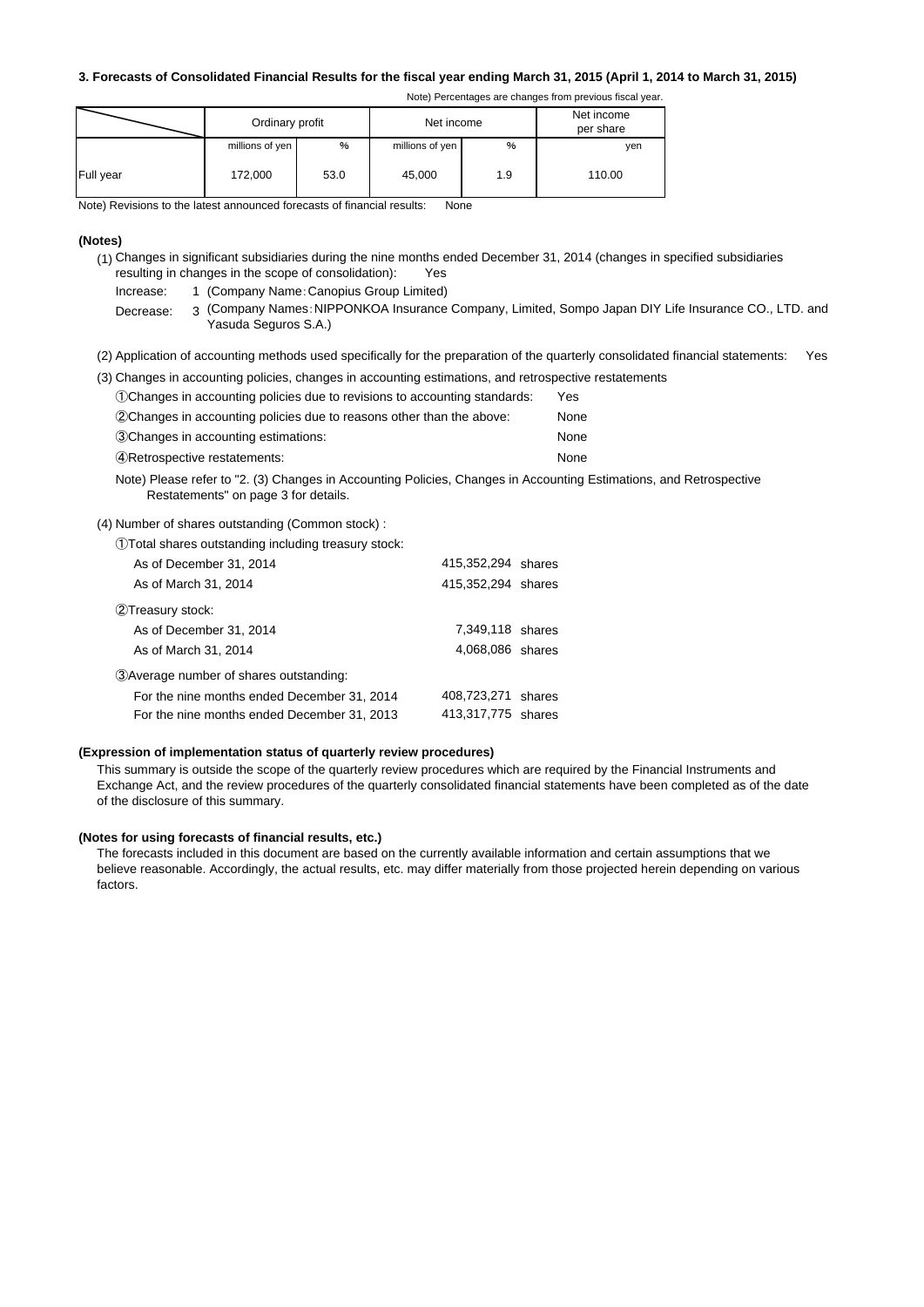### 3. Forecasts of Consolidated Financial Results for the fiscal year ending March 31, 2015 (April 1, 2014 to March 31, 2015)

Note) Percentages are changes from previous fiscal year.

| | Ordinary profit | | Net income | | Net income per share |
|---|---|---|---|---|---|
| | millions of yen | % | millions of yen | % | yen |
| Full year | 172,000 | 53.0 | 45,000 | 1.9 | 110.00 |

Note) Revisions to the latest announced forecasts of financial results: None

**(Notes)**

(1) Changes in significant subsidiaries during the nine months ended December 31, 2014 (changes in specified subsidiaries resulting in changes in the scope of consolidation): Yes

Increase: 1 (Company Name：Canopius Group Limited)

Decrease: 3 (Company Names：NIPPONKOA Insurance Company, Limited, Sompo Japan DIY Life Insurance CO., LTD. and Yasuda Seguros S.A.)

(2) Application of accounting methods used specifically for the preparation of the quarterly consolidated financial statements: Yes

(3) Changes in accounting policies, changes in accounting estimations, and retrospective restatements

| | |
|---|---|
| ①Changes in accounting policies due to revisions to accounting standards: | Yes |
| ②Changes in accounting policies due to reasons other than the above: | None |
| ③Changes in accounting estimations: | None |
| ④Retrospective restatements: | None |

Note) Please refer to "2. (3) Changes in Accounting Policies, Changes in Accounting Estimations, and Retrospective Restatements" on page 3 for details.

(4) Number of shares outstanding (Common stock) :

①Total shares outstanding including treasury stock:

| | |
|---|---|
| As of December 31, 2014 | 415,352,294 shares |
| As of March 31, 2014 | 415,352,294 shares |

②Treasury stock:

| | |
|---|---|
| As of December 31, 2014 | 7,349,118 shares |
| As of March 31, 2014 | 4,068,086 shares |

③Average number of shares outstanding:

| | |
|---|---|
| For the nine months ended December 31, 2014 | 408,723,271 shares |
| For the nine months ended December 31, 2013 | 413,317,775 shares |

**(Expression of implementation status of quarterly review procedures)**

This summary is outside the scope of the quarterly review procedures which are required by the Financial Instruments and Exchange Act, and the review procedures of the quarterly consolidated financial statements have been completed as of the date of the disclosure of this summary.

**(Notes for using forecasts of financial results, etc.)**

The forecasts included in this document are based on the currently available information and certain assumptions that we believe reasonable. Accordingly, the actual results, etc. may differ materially from those projected herein depending on various factors.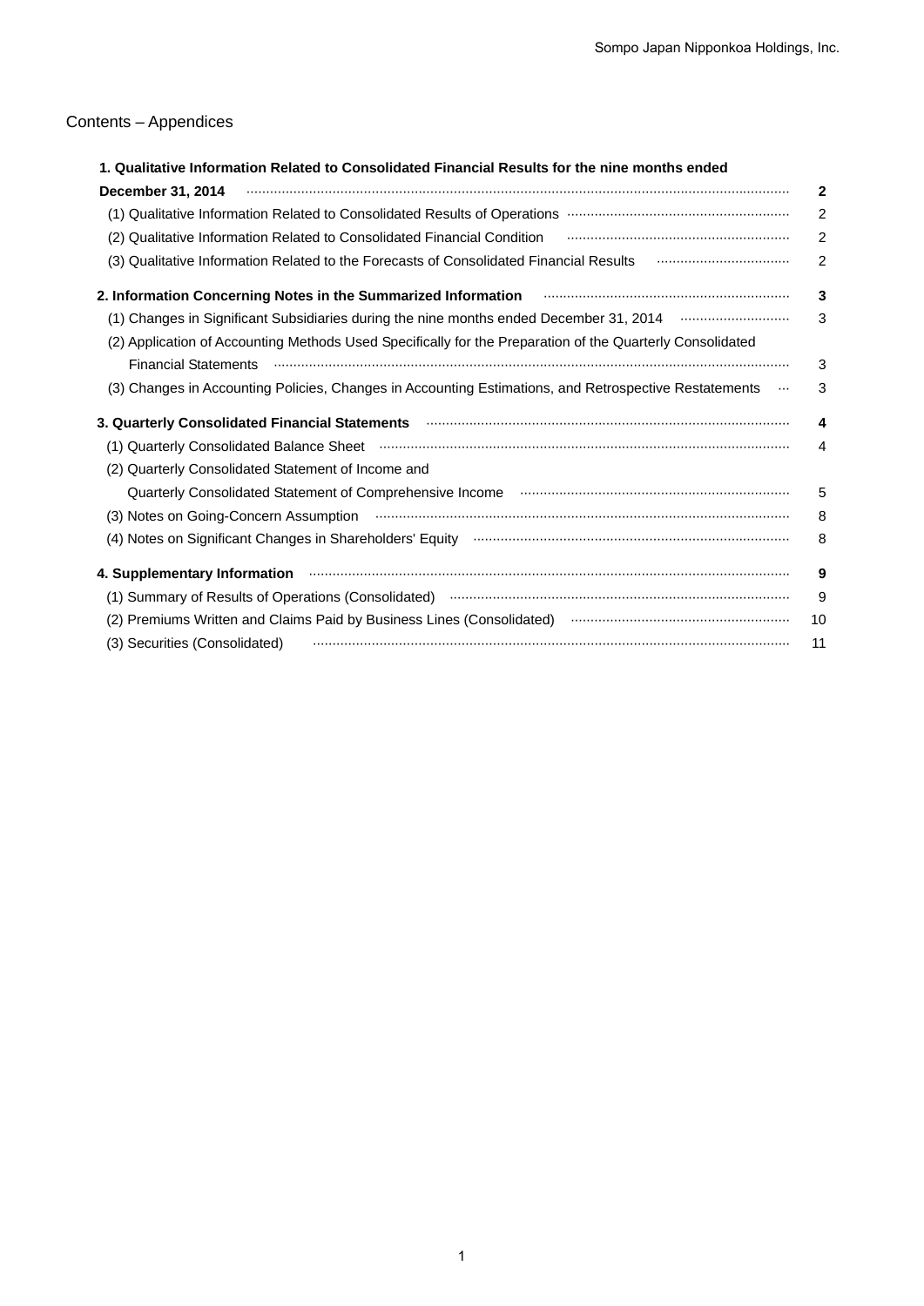# Contents – Appendices

| | |
|---|---|
| **1. Qualitative Information Related to Consolidated Financial Results for the nine months ended December 31, 2014** | **2** |
| (1) Qualitative Information Related to Consolidated Results of Operations | 2 |
| (2) Qualitative Information Related to Consolidated Financial Condition | 2 |
| (3) Qualitative Information Related to the Forecasts of Consolidated Financial Results | 2 |
| **2. Information Concerning Notes in the Summarized Information** | **3** |
| (1) Changes in Significant Subsidiaries during the nine months ended December 31, 2014 | 3 |
| (2) Application of Accounting Methods Used Specifically for the Preparation of the Quarterly Consolidated Financial Statements | 3 |
| (3) Changes in Accounting Policies, Changes in Accounting Estimations, and Retrospective Restatements | 3 |
| **3. Quarterly Consolidated Financial Statements** | **4** |
| (1) Quarterly Consolidated Balance Sheet | 4 |
| (2) Quarterly Consolidated Statement of Income and Quarterly Consolidated Statement of Comprehensive Income | 5 |
| (3) Notes on Going-Concern Assumption | 8 |
| (4) Notes on Significant Changes in Shareholders' Equity | 8 |
| **4. Supplementary Information** | **9** |
| (1) Summary of Results of Operations (Consolidated) | 9 |
| (2) Premiums Written and Claims Paid by Business Lines (Consolidated) | 10 |
| (3) Securities (Consolidated) | 11 |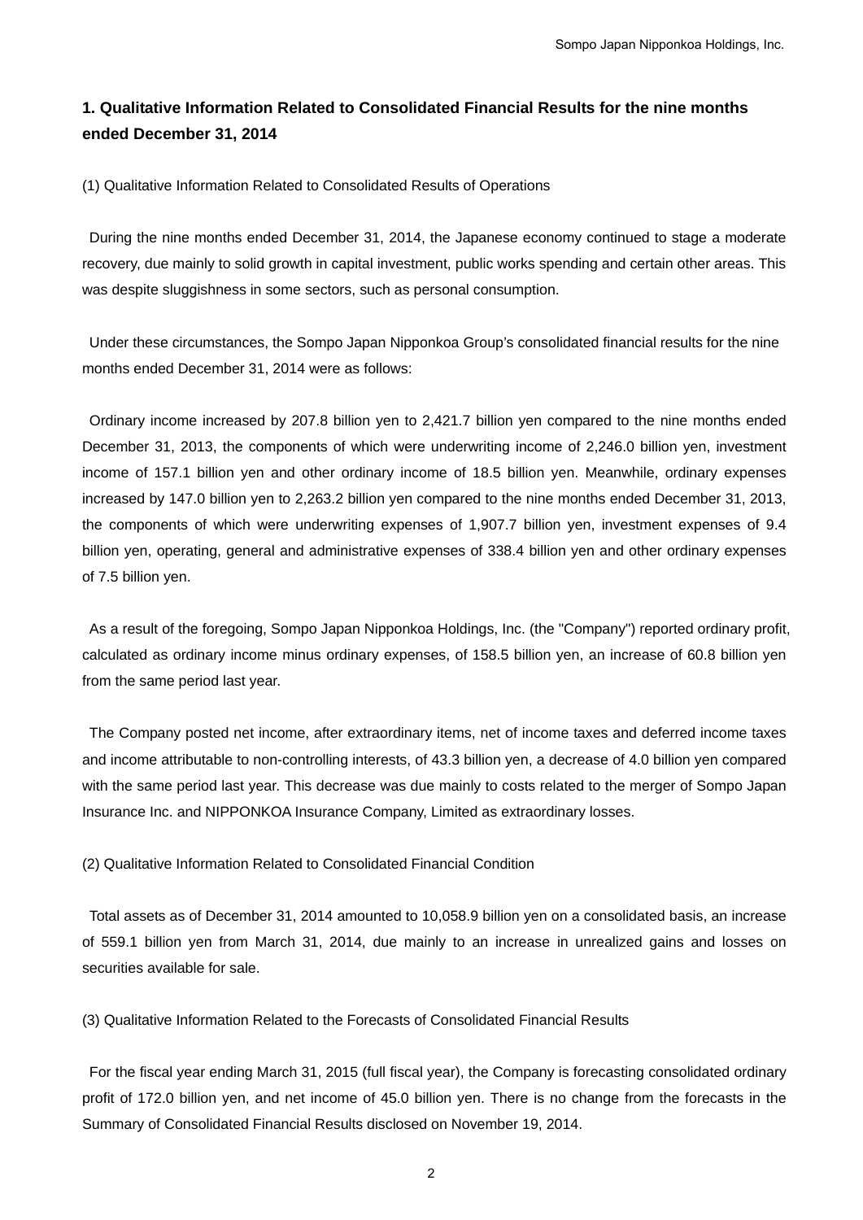## 1. Qualitative Information Related to Consolidated Financial Results for the nine months ended December 31, 2014

(1) Qualitative Information Related to Consolidated Results of Operations

During the nine months ended December 31, 2014, the Japanese economy continued to stage a moderate recovery, due mainly to solid growth in capital investment, public works spending and certain other areas. This was despite sluggishness in some sectors, such as personal consumption.

Under these circumstances, the Sompo Japan Nipponkoa Group's consolidated financial results for the nine months ended December 31, 2014 were as follows:

Ordinary income increased by 207.8 billion yen to 2,421.7 billion yen compared to the nine months ended December 31, 2013, the components of which were underwriting income of 2,246.0 billion yen, investment income of 157.1 billion yen and other ordinary income of 18.5 billion yen. Meanwhile, ordinary expenses increased by 147.0 billion yen to 2,263.2 billion yen compared to the nine months ended December 31, 2013, the components of which were underwriting expenses of 1,907.7 billion yen, investment expenses of 9.4 billion yen, operating, general and administrative expenses of 338.4 billion yen and other ordinary expenses of 7.5 billion yen.

As a result of the foregoing, Sompo Japan Nipponkoa Holdings, Inc. (the "Company") reported ordinary profit, calculated as ordinary income minus ordinary expenses, of 158.5 billion yen, an increase of 60.8 billion yen from the same period last year.

The Company posted net income, after extraordinary items, net of income taxes and deferred income taxes and income attributable to non-controlling interests, of 43.3 billion yen, a decrease of 4.0 billion yen compared with the same period last year. This decrease was due mainly to costs related to the merger of Sompo Japan Insurance Inc. and NIPPONKOA Insurance Company, Limited as extraordinary losses.

(2) Qualitative Information Related to Consolidated Financial Condition

Total assets as of December 31, 2014 amounted to 10,058.9 billion yen on a consolidated basis, an increase of 559.1 billion yen from March 31, 2014, due mainly to an increase in unrealized gains and losses on securities available for sale.

(3) Qualitative Information Related to the Forecasts of Consolidated Financial Results

For the fiscal year ending March 31, 2015 (full fiscal year), the Company is forecasting consolidated ordinary profit of 172.0 billion yen, and net income of 45.0 billion yen. There is no change from the forecasts in the Summary of Consolidated Financial Results disclosed on November 19, 2014.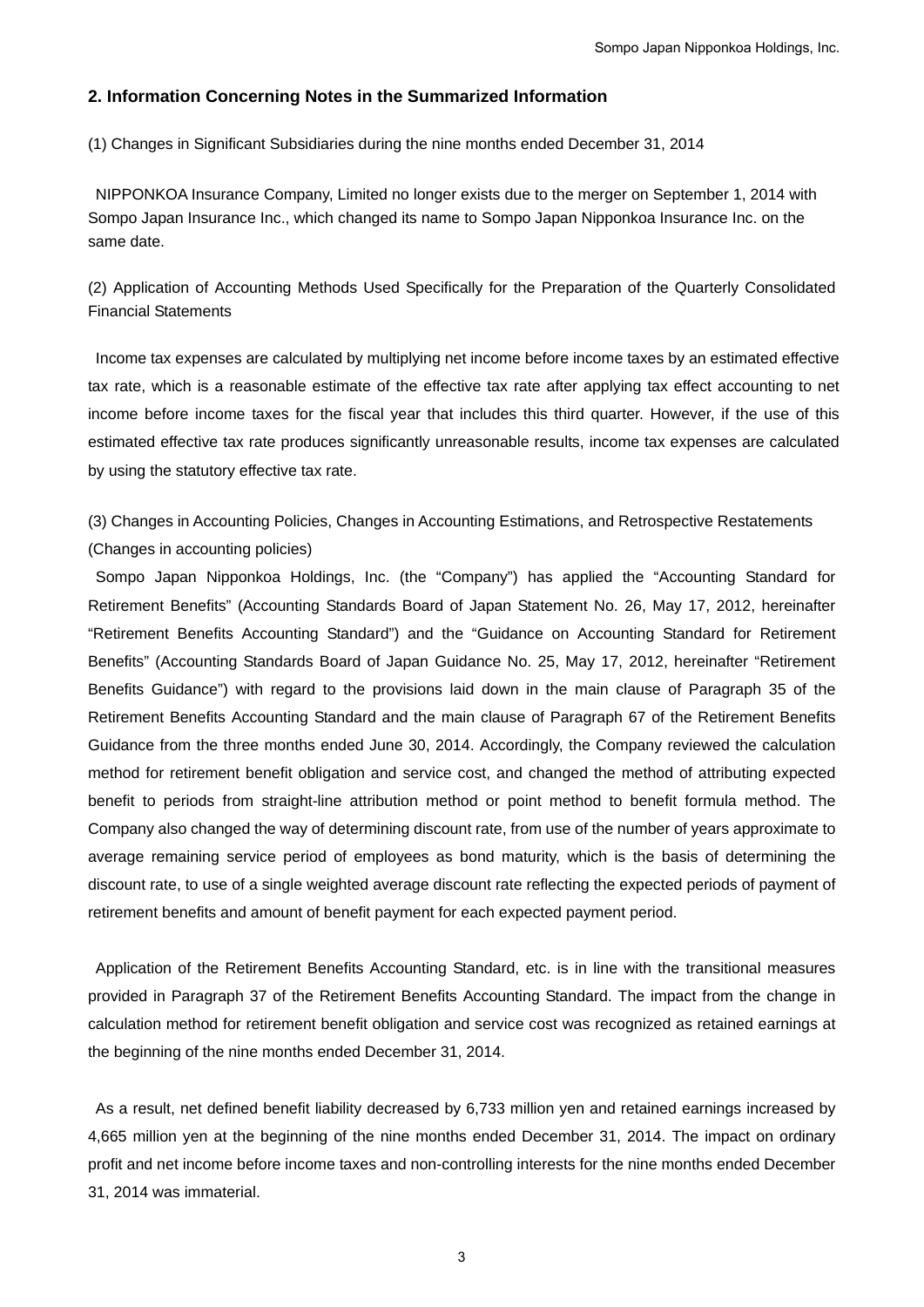## 2. Information Concerning Notes in the Summarized Information

(1) Changes in Significant Subsidiaries during the nine months ended December 31, 2014

NIPPONKOA Insurance Company, Limited no longer exists due to the merger on September 1, 2014 with Sompo Japan Insurance Inc., which changed its name to Sompo Japan Nipponkoa Insurance Inc. on the same date.

(2) Application of Accounting Methods Used Specifically for the Preparation of the Quarterly Consolidated Financial Statements

Income tax expenses are calculated by multiplying net income before income taxes by an estimated effective tax rate, which is a reasonable estimate of the effective tax rate after applying tax effect accounting to net income before income taxes for the fiscal year that includes this third quarter. However, if the use of this estimated effective tax rate produces significantly unreasonable results, income tax expenses are calculated by using the statutory effective tax rate.

(3) Changes in Accounting Policies, Changes in Accounting Estimations, and Retrospective Restatements

(Changes in accounting policies)

Sompo Japan Nipponkoa Holdings, Inc. (the "Company") has applied the "Accounting Standard for Retirement Benefits" (Accounting Standards Board of Japan Statement No. 26, May 17, 2012, hereinafter "Retirement Benefits Accounting Standard") and the "Guidance on Accounting Standard for Retirement Benefits" (Accounting Standards Board of Japan Guidance No. 25, May 17, 2012, hereinafter "Retirement Benefits Guidance") with regard to the provisions laid down in the main clause of Paragraph 35 of the Retirement Benefits Accounting Standard and the main clause of Paragraph 67 of the Retirement Benefits Guidance from the three months ended June 30, 2014. Accordingly, the Company reviewed the calculation method for retirement benefit obligation and service cost, and changed the method of attributing expected benefit to periods from straight-line attribution method or point method to benefit formula method. The Company also changed the way of determining discount rate, from use of the number of years approximate to average remaining service period of employees as bond maturity, which is the basis of determining the discount rate, to use of a single weighted average discount rate reflecting the expected periods of payment of retirement benefits and amount of benefit payment for each expected payment period.

Application of the Retirement Benefits Accounting Standard, etc. is in line with the transitional measures provided in Paragraph 37 of the Retirement Benefits Accounting Standard. The impact from the change in calculation method for retirement benefit obligation and service cost was recognized as retained earnings at the beginning of the nine months ended December 31, 2014.

As a result, net defined benefit liability decreased by 6,733 million yen and retained earnings increased by 4,665 million yen at the beginning of the nine months ended December 31, 2014. The impact on ordinary profit and net income before income taxes and non-controlling interests for the nine months ended December 31, 2014 was immaterial.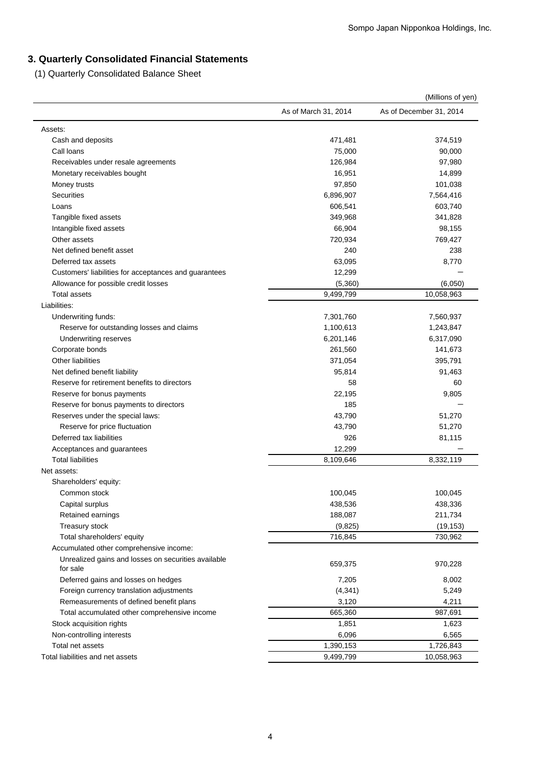## 3. Quarterly Consolidated Financial Statements

(1) Quarterly Consolidated Balance Sheet

(Millions of yen)

| | As of March 31, 2014 | As of December 31, 2014 |
|---|---|---|
| Assets: | | |
| Cash and deposits | 471,481 | 374,519 |
| Call loans | 75,000 | 90,000 |
| Receivables under resale agreements | 126,984 | 97,980 |
| Monetary receivables bought | 16,951 | 14,899 |
| Money trusts | 97,850 | 101,038 |
| Securities | 6,896,907 | 7,564,416 |
| Loans | 606,541 | 603,740 |
| Tangible fixed assets | 349,968 | 341,828 |
| Intangible fixed assets | 66,904 | 98,155 |
| Other assets | 720,934 | 769,427 |
| Net defined benefit asset | 240 | 238 |
| Deferred tax assets | 63,095 | 8,770 |
| Customers' liabilities for acceptances and guarantees | 12,299 | － |
| Allowance for possible credit losses | (5,360) | (6,050) |
| Total assets | 9,499,799 | 10,058,963 |
| Liabilities: | | |
| Underwriting funds: | 7,301,760 | 7,560,937 |
| Reserve for outstanding losses and claims | 1,100,613 | 1,243,847 |
| Underwriting reserves | 6,201,146 | 6,317,090 |
| Corporate bonds | 261,560 | 141,673 |
| Other liabilities | 371,054 | 395,791 |
| Net defined benefit liability | 95,814 | 91,463 |
| Reserve for retirement benefits to directors | 58 | 60 |
| Reserve for bonus payments | 22,195 | 9,805 |
| Reserve for bonus payments to directors | 185 | － |
| Reserves under the special laws: | 43,790 | 51,270 |
| Reserve for price fluctuation | 43,790 | 51,270 |
| Deferred tax liabilities | 926 | 81,115 |
| Acceptances and guarantees | 12,299 | － |
| Total liabilities | 8,109,646 | 8,332,119 |
| Net assets: | | |
| Shareholders' equity: | | |
| Common stock | 100,045 | 100,045 |
| Capital surplus | 438,536 | 438,336 |
| Retained earnings | 188,087 | 211,734 |
| Treasury stock | (9,825) | (19,153) |
| Total shareholders' equity | 716,845 | 730,962 |
| Accumulated other comprehensive income: | | |
| Unrealized gains and losses on securities available for sale | 659,375 | 970,228 |
| Deferred gains and losses on hedges | 7,205 | 8,002 |
| Foreign currency translation adjustments | (4,341) | 5,249 |
| Remeasurements of defined benefit plans | 3,120 | 4,211 |
| Total accumulated other comprehensive income | 665,360 | 987,691 |
| Stock acquisition rights | 1,851 | 1,623 |
| Non-controlling interests | 6,096 | 6,565 |
| Total net assets | 1,390,153 | 1,726,843 |
| Total liabilities and net assets | 9,499,799 | 10,058,963 |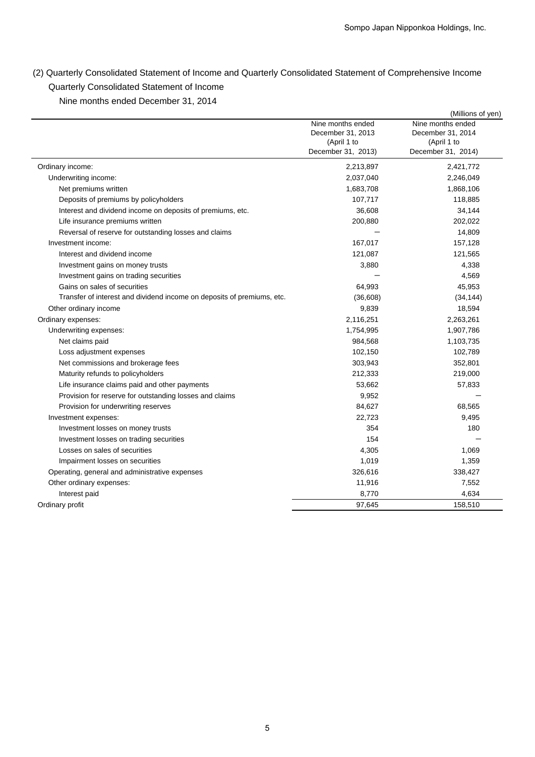## (2) Quarterly Consolidated Statement of Income and Quarterly Consolidated Statement of Comprehensive Income

### Quarterly Consolidated Statement of Income

Nine months ended December 31, 2014

(Millions of yen)

| | Nine months ended December 31, 2013 (April 1 to December 31, 2013) | Nine months ended December 31, 2014 (April 1 to December 31, 2014) |
|---|---|---|
| Ordinary income: | 2,213,897 | 2,421,772 |
| Underwriting income: | 2,037,040 | 2,246,049 |
| Net premiums written | 1,683,708 | 1,868,106 |
| Deposits of premiums by policyholders | 107,717 | 118,885 |
| Interest and dividend income on deposits of premiums, etc. | 36,608 | 34,144 |
| Life insurance premiums written | 200,880 | 202,022 |
| Reversal of reserve for outstanding losses and claims | － | 14,809 |
| Investment income: | 167,017 | 157,128 |
| Interest and dividend income | 121,087 | 121,565 |
| Investment gains on money trusts | 3,880 | 4,338 |
| Investment gains on trading securities | － | 4,569 |
| Gains on sales of securities | 64,993 | 45,953 |
| Transfer of interest and dividend income on deposits of premiums, etc. | (36,608) | (34,144) |
| Other ordinary income | 9,839 | 18,594 |
| Ordinary expenses: | 2,116,251 | 2,263,261 |
| Underwriting expenses: | 1,754,995 | 1,907,786 |
| Net claims paid | 984,568 | 1,103,735 |
| Loss adjustment expenses | 102,150 | 102,789 |
| Net commissions and brokerage fees | 303,943 | 352,801 |
| Maturity refunds to policyholders | 212,333 | 219,000 |
| Life insurance claims paid and other payments | 53,662 | 57,833 |
| Provision for reserve for outstanding losses and claims | 9,952 | － |
| Provision for underwriting reserves | 84,627 | 68,565 |
| Investment expenses: | 22,723 | 9,495 |
| Investment losses on money trusts | 354 | 180 |
| Investment losses on trading securities | 154 | － |
| Losses on sales of securities | 4,305 | 1,069 |
| Impairment losses on securities | 1,019 | 1,359 |
| Operating, general and administrative expenses | 326,616 | 338,427 |
| Other ordinary expenses: | 11,916 | 7,552 |
| Interest paid | 8,770 | 4,634 |
| Ordinary profit | 97,645 | 158,510 |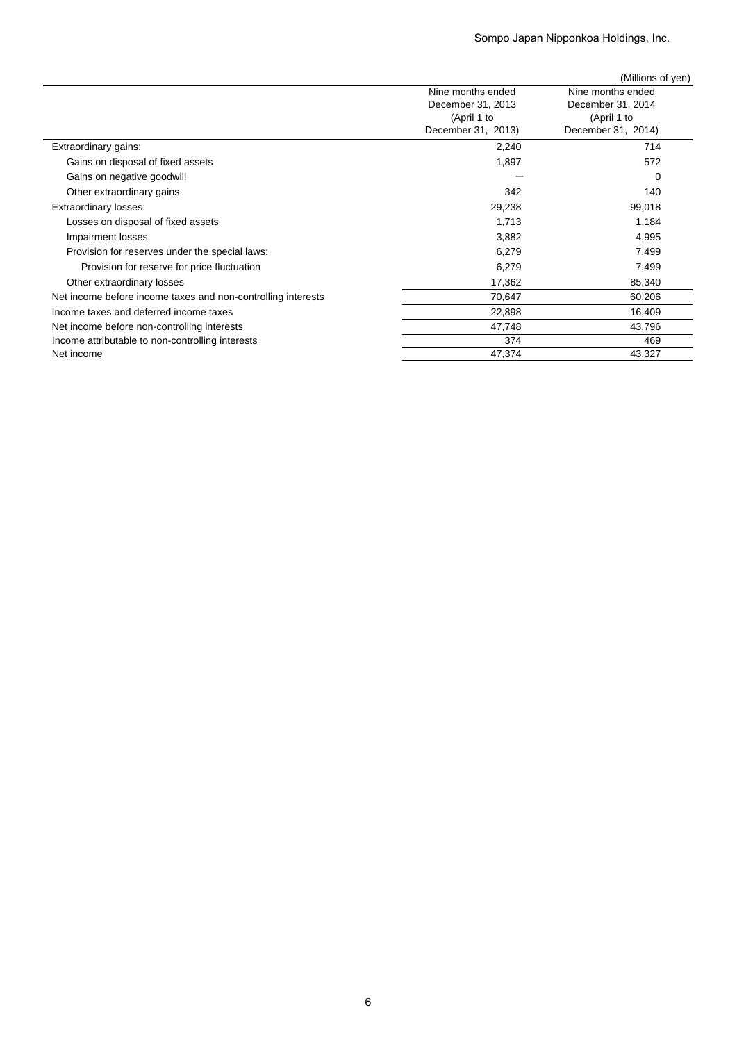(Millions of yen)

| | Nine months ended December 31, 2013 (April 1 to December 31, 2013) | Nine months ended December 31, 2014 (April 1 to December 31, 2014) |
|---|---|---|
| Extraordinary gains: | 2,240 | 714 |
| Gains on disposal of fixed assets | 1,897 | 572 |
| Gains on negative goodwill | ― | 0 |
| Other extraordinary gains | 342 | 140 |
| Extraordinary losses: | 29,238 | 99,018 |
| Losses on disposal of fixed assets | 1,713 | 1,184 |
| Impairment losses | 3,882 | 4,995 |
| Provision for reserves under the special laws: | 6,279 | 7,499 |
| Provision for reserve for price fluctuation | 6,279 | 7,499 |
| Other extraordinary losses | 17,362 | 85,340 |
| Net income before income taxes and non-controlling interests | 70,647 | 60,206 |
| Income taxes and deferred income taxes | 22,898 | 16,409 |
| Net income before non-controlling interests | 47,748 | 43,796 |
| Income attributable to non-controlling interests | 374 | 469 |
| Net income | 47,374 | 43,327 |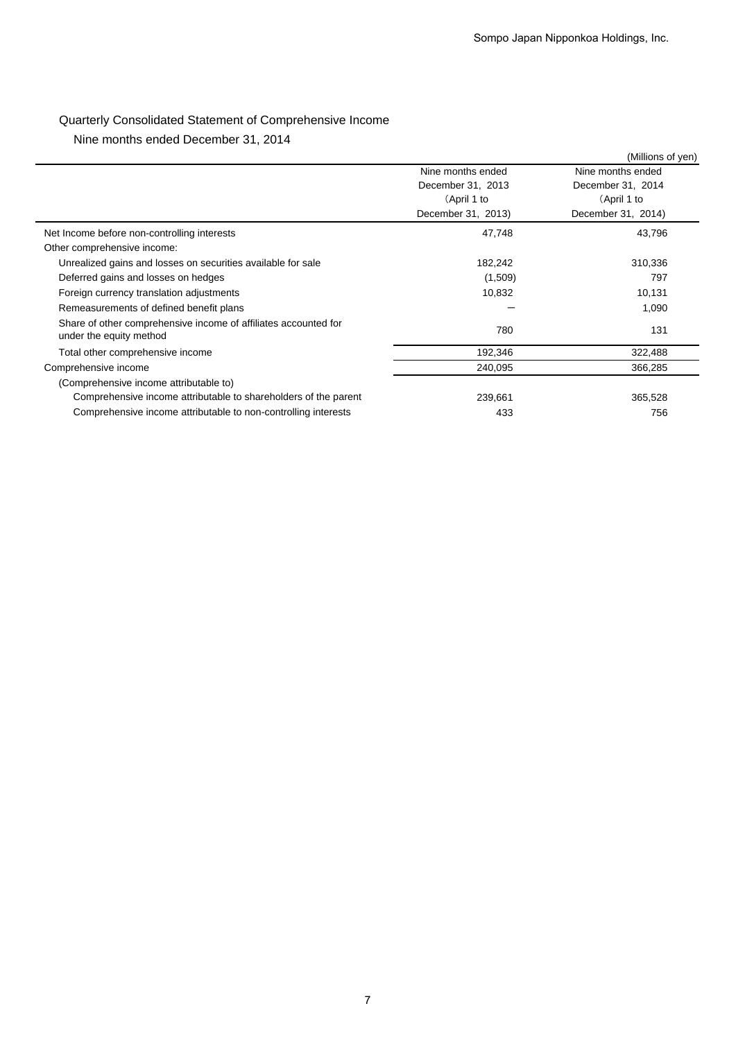## Quarterly Consolidated Statement of Comprehensive Income

Nine months ended December 31, 2014

(Millions of yen)

| | Nine months ended December 31, 2013 (April 1 to December 31, 2013) | Nine months ended December 31, 2014 (April 1 to December 31, 2014) |
|---|---|---|
| Net Income before non-controlling interests | 47,748 | 43,796 |
| Other comprehensive income: | | |
| Unrealized gains and losses on securities available for sale | 182,242 | 310,336 |
| Deferred gains and losses on hedges | (1,509) | 797 |
| Foreign currency translation adjustments | 10,832 | 10,131 |
| Remeasurements of defined benefit plans | － | 1,090 |
| Share of other comprehensive income of affiliates accounted for under the equity method | 780 | 131 |
| Total other comprehensive income | 192,346 | 322,488 |
| Comprehensive income | 240,095 | 366,285 |
| (Comprehensive income attributable to) | | |
| Comprehensive income attributable to shareholders of the parent | 239,661 | 365,528 |
| Comprehensive income attributable to non-controlling interests | 433 | 756 |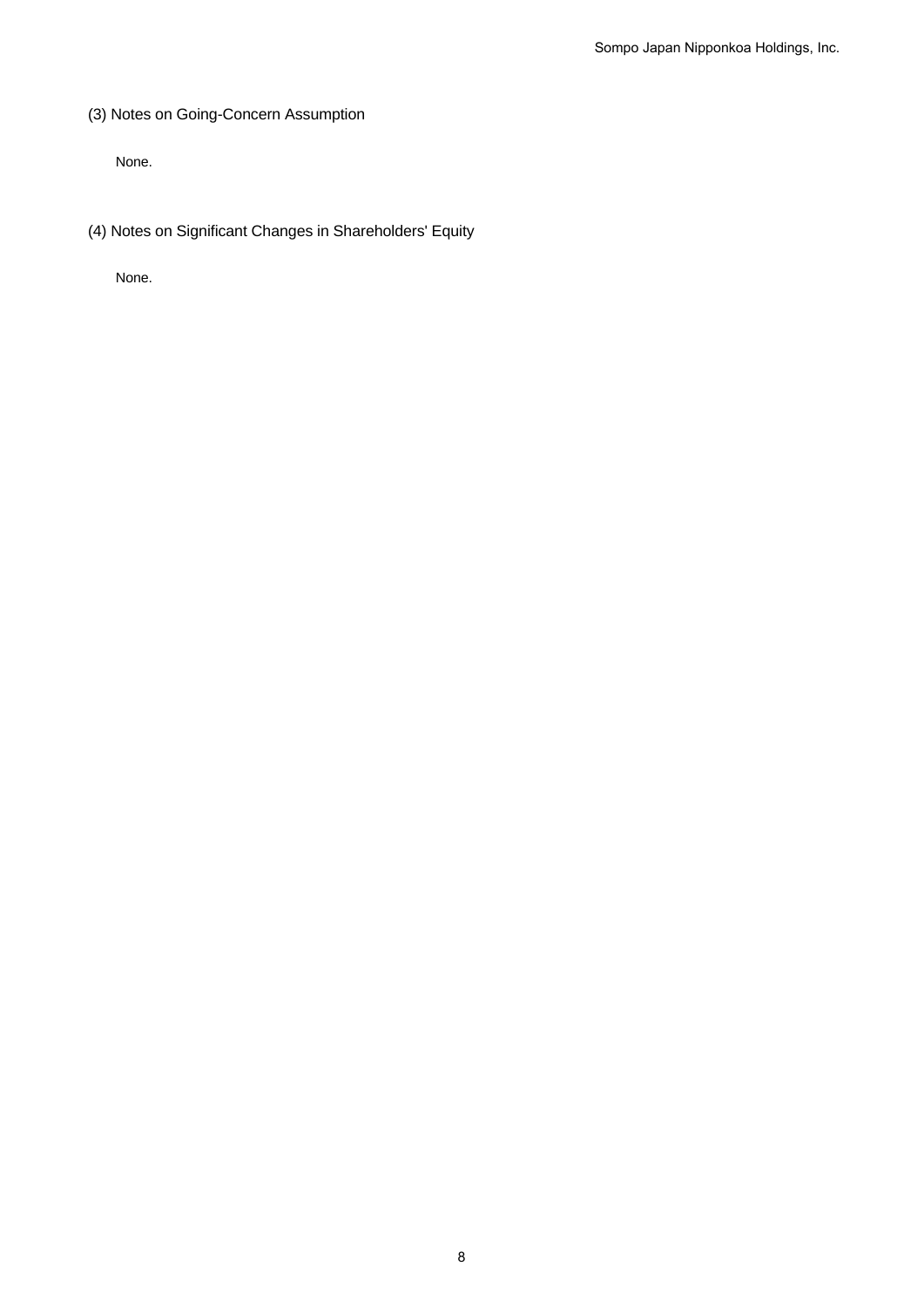### (3) Notes on Going-Concern Assumption

None.

### (4) Notes on Significant Changes in Shareholders' Equity

None.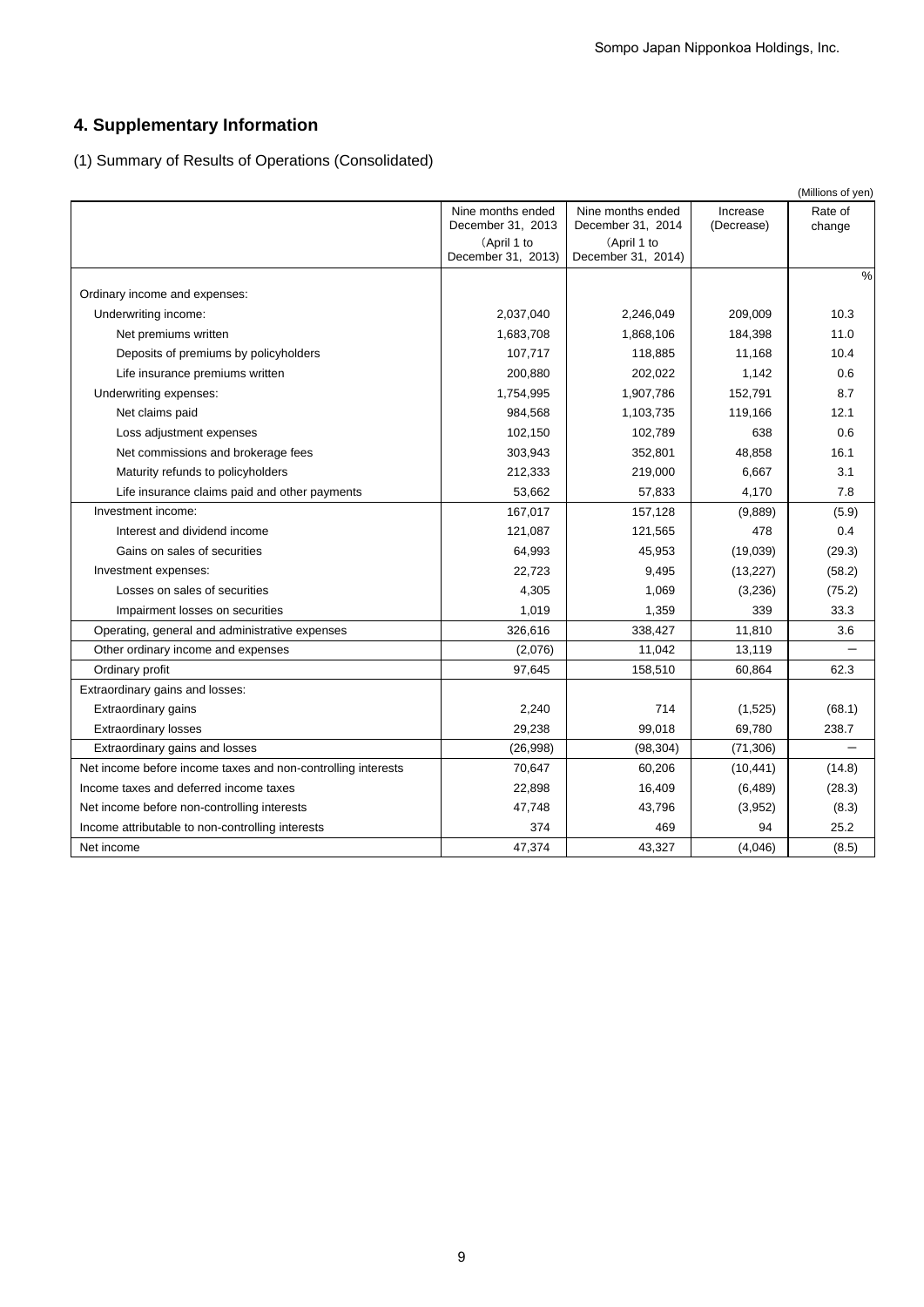## 4. Supplementary Information

(1) Summary of Results of Operations (Consolidated)

(Millions of yen)

| | Nine months ended December 31, 2013 (April 1 to December 31, 2013) | Nine months ended December 31, 2014 (April 1 to December 31, 2014) | Increase (Decrease) | Rate of change |
|---|---|---|---|---|
| | | | | % |
| Ordinary income and expenses: | | | | |
| Underwriting income: | 2,037,040 | 2,246,049 | 209,009 | 10.3 |
| Net premiums written | 1,683,708 | 1,868,106 | 184,398 | 11.0 |
| Deposits of premiums by policyholders | 107,717 | 118,885 | 11,168 | 10.4 |
| Life insurance premiums written | 200,880 | 202,022 | 1,142 | 0.6 |
| Underwriting expenses: | 1,754,995 | 1,907,786 | 152,791 | 8.7 |
| Net claims paid | 984,568 | 1,103,735 | 119,166 | 12.1 |
| Loss adjustment expenses | 102,150 | 102,789 | 638 | 0.6 |
| Net commissions and brokerage fees | 303,943 | 352,801 | 48,858 | 16.1 |
| Maturity refunds to policyholders | 212,333 | 219,000 | 6,667 | 3.1 |
| Life insurance claims paid and other payments | 53,662 | 57,833 | 4,170 | 7.8 |
| Investment income: | 167,017 | 157,128 | (9,889) | (5.9) |
| Interest and dividend income | 121,087 | 121,565 | 478 | 0.4 |
| Gains on sales of securities | 64,993 | 45,953 | (19,039) | (29.3) |
| Investment expenses: | 22,723 | 9,495 | (13,227) | (58.2) |
| Losses on sales of securities | 4,305 | 1,069 | (3,236) | (75.2) |
| Impairment losses on securities | 1,019 | 1,359 | 339 | 33.3 |
| Operating, general and administrative expenses | 326,616 | 338,427 | 11,810 | 3.6 |
| Other ordinary income and expenses | (2,076) | 11,042 | 13,119 | － |
| Ordinary profit | 97,645 | 158,510 | 60,864 | 62.3 |
| Extraordinary gains and losses: | | | | |
| Extraordinary gains | 2,240 | 714 | (1,525) | (68.1) |
| Extraordinary losses | 29,238 | 99,018 | 69,780 | 238.7 |
| Extraordinary gains and losses | (26,998) | (98,304) | (71,306) | － |
| Net income before income taxes and non-controlling interests | 70,647 | 60,206 | (10,441) | (14.8) |
| Income taxes and deferred income taxes | 22,898 | 16,409 | (6,489) | (28.3) |
| Net income before non-controlling interests | 47,748 | 43,796 | (3,952) | (8.3) |
| Income attributable to non-controlling interests | 374 | 469 | 94 | 25.2 |
| Net income | 47,374 | 43,327 | (4,046) | (8.5) |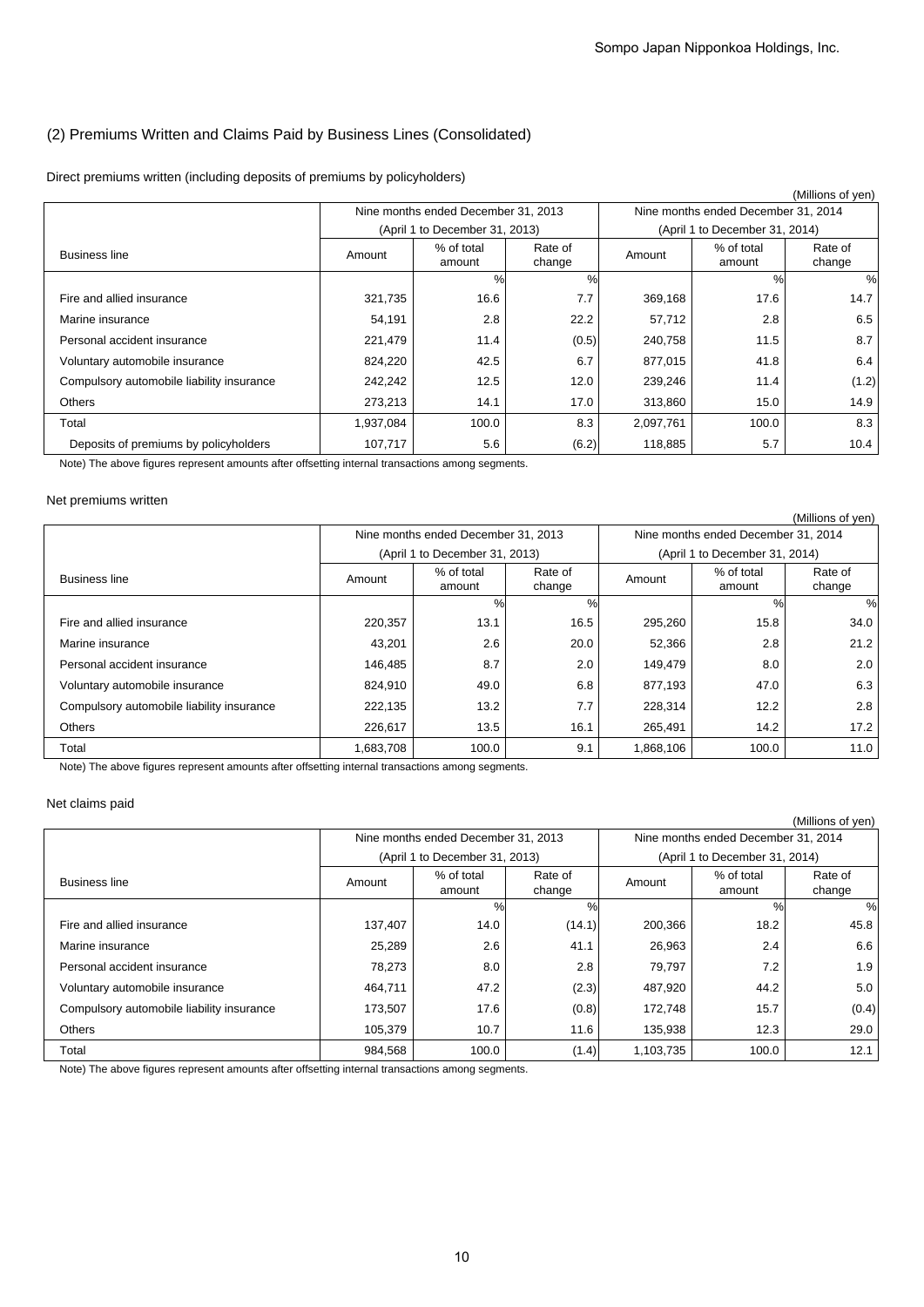## (2) Premiums Written and Claims Paid by Business Lines (Consolidated)

Direct premiums written (including deposits of premiums by policyholders)

(Millions of yen)

| Business line | Nine months ended December 31, 2013 (April 1 to December 31, 2013) | | | Nine months ended December 31, 2014 (April 1 to December 31, 2014) | | |
|---|---|---|---|---|---|---|
| | Amount | % of total amount | Rate of change | Amount | % of total amount | Rate of change |
| | | % | % | | % | % |
| Fire and allied insurance | 321,735 | 16.6 | 7.7 | 369,168 | 17.6 | 14.7 |
| Marine insurance | 54,191 | 2.8 | 22.2 | 57,712 | 2.8 | 6.5 |
| Personal accident insurance | 221,479 | 11.4 | (0.5) | 240,758 | 11.5 | 8.7 |
| Voluntary automobile insurance | 824,220 | 42.5 | 6.7 | 877,015 | 41.8 | 6.4 |
| Compulsory automobile liability insurance | 242,242 | 12.5 | 12.0 | 239,246 | 11.4 | (1.2) |
| Others | 273,213 | 14.1 | 17.0 | 313,860 | 15.0 | 14.9 |
| Total | 1,937,084 | 100.0 | 8.3 | 2,097,761 | 100.0 | 8.3 |
| Deposits of premiums by policyholders | 107,717 | 5.6 | (6.2) | 118,885 | 5.7 | 10.4 |

Note) The above figures represent amounts after offsetting internal transactions among segments.

Net premiums written

(Millions of yen)

| Business line | Nine months ended December 31, 2013 (April 1 to December 31, 2013) | | | Nine months ended December 31, 2014 (April 1 to December 31, 2014) | | |
|---|---|---|---|---|---|---|
| | Amount | % of total amount | Rate of change | Amount | % of total amount | Rate of change |
| | | % | % | | % | % |
| Fire and allied insurance | 220,357 | 13.1 | 16.5 | 295,260 | 15.8 | 34.0 |
| Marine insurance | 43,201 | 2.6 | 20.0 | 52,366 | 2.8 | 21.2 |
| Personal accident insurance | 146,485 | 8.7 | 2.0 | 149,479 | 8.0 | 2.0 |
| Voluntary automobile insurance | 824,910 | 49.0 | 6.8 | 877,193 | 47.0 | 6.3 |
| Compulsory automobile liability insurance | 222,135 | 13.2 | 7.7 | 228,314 | 12.2 | 2.8 |
| Others | 226,617 | 13.5 | 16.1 | 265,491 | 14.2 | 17.2 |
| Total | 1,683,708 | 100.0 | 9.1 | 1,868,106 | 100.0 | 11.0 |

Note) The above figures represent amounts after offsetting internal transactions among segments.

Net claims paid

(Millions of yen)

| Business line | Nine months ended December 31, 2013 (April 1 to December 31, 2013) | | | Nine months ended December 31, 2014 (April 1 to December 31, 2014) | | |
|---|---|---|---|---|---|---|
| | Amount | % of total amount | Rate of change | Amount | % of total amount | Rate of change |
| | | % | % | | % | % |
| Fire and allied insurance | 137,407 | 14.0 | (14.1) | 200,366 | 18.2 | 45.8 |
| Marine insurance | 25,289 | 2.6 | 41.1 | 26,963 | 2.4 | 6.6 |
| Personal accident insurance | 78,273 | 8.0 | 2.8 | 79,797 | 7.2 | 1.9 |
| Voluntary automobile insurance | 464,711 | 47.2 | (2.3) | 487,920 | 44.2 | 5.0 |
| Compulsory automobile liability insurance | 173,507 | 17.6 | (0.8) | 172,748 | 15.7 | (0.4) |
| Others | 105,379 | 10.7 | 11.6 | 135,938 | 12.3 | 29.0 |
| Total | 984,568 | 100.0 | (1.4) | 1,103,735 | 100.0 | 12.1 |

Note) The above figures represent amounts after offsetting internal transactions among segments.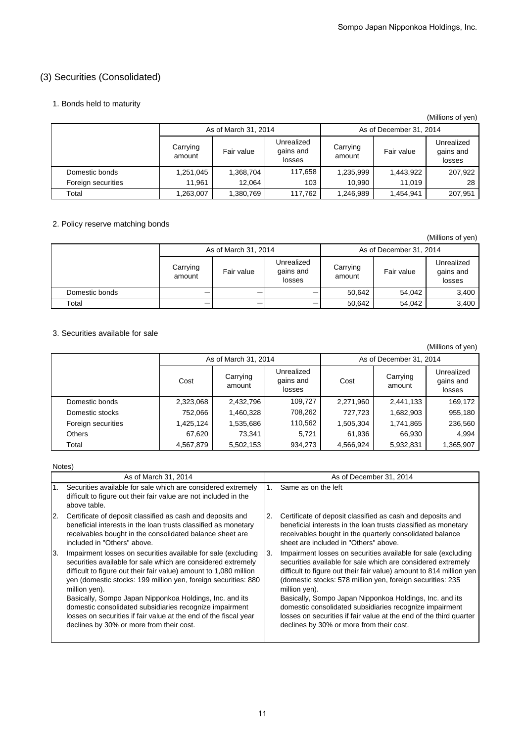## (3) Securities (Consolidated)

### 1. Bonds held to maturity

(Millions of yen)

| | As of March 31, 2014 | | | As of December 31, 2014 | | |
|---|---|---|---|---|---|---|
| | Carrying amount | Fair value | Unrealized gains and losses | Carrying amount | Fair value | Unrealized gains and losses |
| Domestic bonds | 1,251,045 | 1,368,704 | 117,658 | 1,235,999 | 1,443,922 | 207,922 |
| Foreign securities | 11,961 | 12,064 | 103 | 10,990 | 11,019 | 28 |
| Total | 1,263,007 | 1,380,769 | 117,762 | 1,246,989 | 1,454,941 | 207,951 |

### 2. Policy reserve matching bonds

(Millions of yen)

| | As of March 31, 2014 | | | As of December 31, 2014 | | |
|---|---|---|---|---|---|---|
| | Carrying amount | Fair value | Unrealized gains and losses | Carrying amount | Fair value | Unrealized gains and losses |
| Domestic bonds | – | – | – | 50,642 | 54,042 | 3,400 |
| Total | – | – | – | 50,642 | 54,042 | 3,400 |

### 3. Securities available for sale

(Millions of yen)

| | As of March 31, 2014 | | | As of December 31, 2014 | | |
|---|---|---|---|---|---|---|
| | Cost | Carrying amount | Unrealized gains and losses | Cost | Carrying amount | Unrealized gains and losses |
| Domestic bonds | 2,323,068 | 2,432,796 | 109,727 | 2,271,960 | 2,441,133 | 169,172 |
| Domestic stocks | 752,066 | 1,460,328 | 708,262 | 727,723 | 1,682,903 | 955,180 |
| Foreign securities | 1,425,124 | 1,535,686 | 110,562 | 1,505,304 | 1,741,865 | 236,560 |
| Others | 67,620 | 73,341 | 5,721 | 61,936 | 66,930 | 4,994 |
| Total | 4,567,879 | 5,502,153 | 934,273 | 4,566,924 | 5,932,831 | 1,365,907 |

Notes)

| As of March 31, 2014 | As of December 31, 2014 |
|---|---|
| 1. Securities available for sale which are considered extremely difficult to figure out their fair value are not included in the above table. | 1. Same as on the left |
| 2. Certificate of deposit classified as cash and deposits and beneficial interests in the loan trusts classified as monetary receivables bought in the consolidated balance sheet are included in "Others" above. | 2. Certificate of deposit classified as cash and deposits and beneficial interests in the loan trusts classified as monetary receivables bought in the quarterly consolidated balance sheet are included in "Others" above. |
| 3. Impairment losses on securities available for sale (excluding securities available for sale which are considered extremely difficult to figure out their fair value) amount to 1,080 million yen (domestic stocks: 199 million yen, foreign securities: 880 million yen).<br>Basically, Sompo Japan Nipponkoa Holdings, Inc. and its domestic consolidated subsidiaries recognize impairment losses on securities if fair value at the end of the fiscal year declines by 30% or more from their cost. | 3. Impairment losses on securities available for sale (excluding securities available for sale which are considered extremely difficult to figure out their fair value) amount to 814 million yen (domestic stocks: 578 million yen, foreign securities: 235 million yen).<br>Basically, Sompo Japan Nipponkoa Holdings, Inc. and its domestic consolidated subsidiaries recognize impairment losses on securities if fair value at the end of the third quarter declines by 30% or more from their cost. |